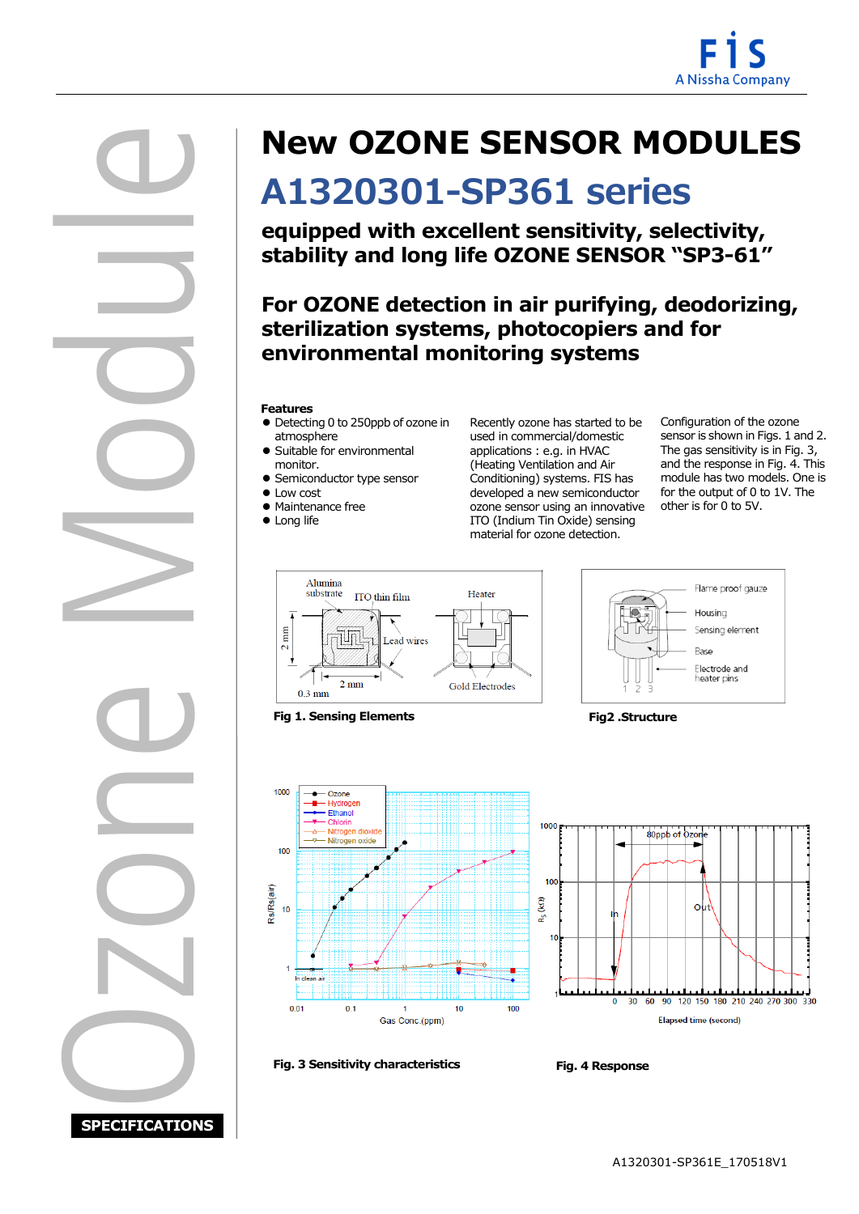# New OZONE SENSOR MODULES

## A1320301-SP361 series

### equipped with excellent sensitivity, selectivity, stability and long life OZONE SENSOR "SP3-61"

### For OZONE detection in air purifying, deodorizing, sterilization systems, photocopiers and for environmental monitoring systems

**Features**

- Detecting 0 to 250ppb of ozone in atmosphere
- Suitable for environmental monitor.
- Semiconductor type sensor
- Low cost
- Maintenance free
- Long life

Recently ozone has started to be used in commercial/domestic applications : e.g. in HVAC (Heating Ventilation and Air Conditioning) systems. FIS has developed a new semiconductor ozone sensor using an innovative ITO (Indium Tin Oxide) sensing material for ozone detection.

Configuration of the ozone sensor is shown in Figs. 1 and 2. The gas sensitivity is in Fig. 3, and the response in Fig. 4. This module has two models. One is for the output of 0 to 1V. The other is for 0 to 5V.

**Fig 1. Sensing Elements**

**Fig2 .Structure**

**Fig. 3 Sensitivity characteristics**

**Fig. 4 Response**

**SPECIFICATIONS**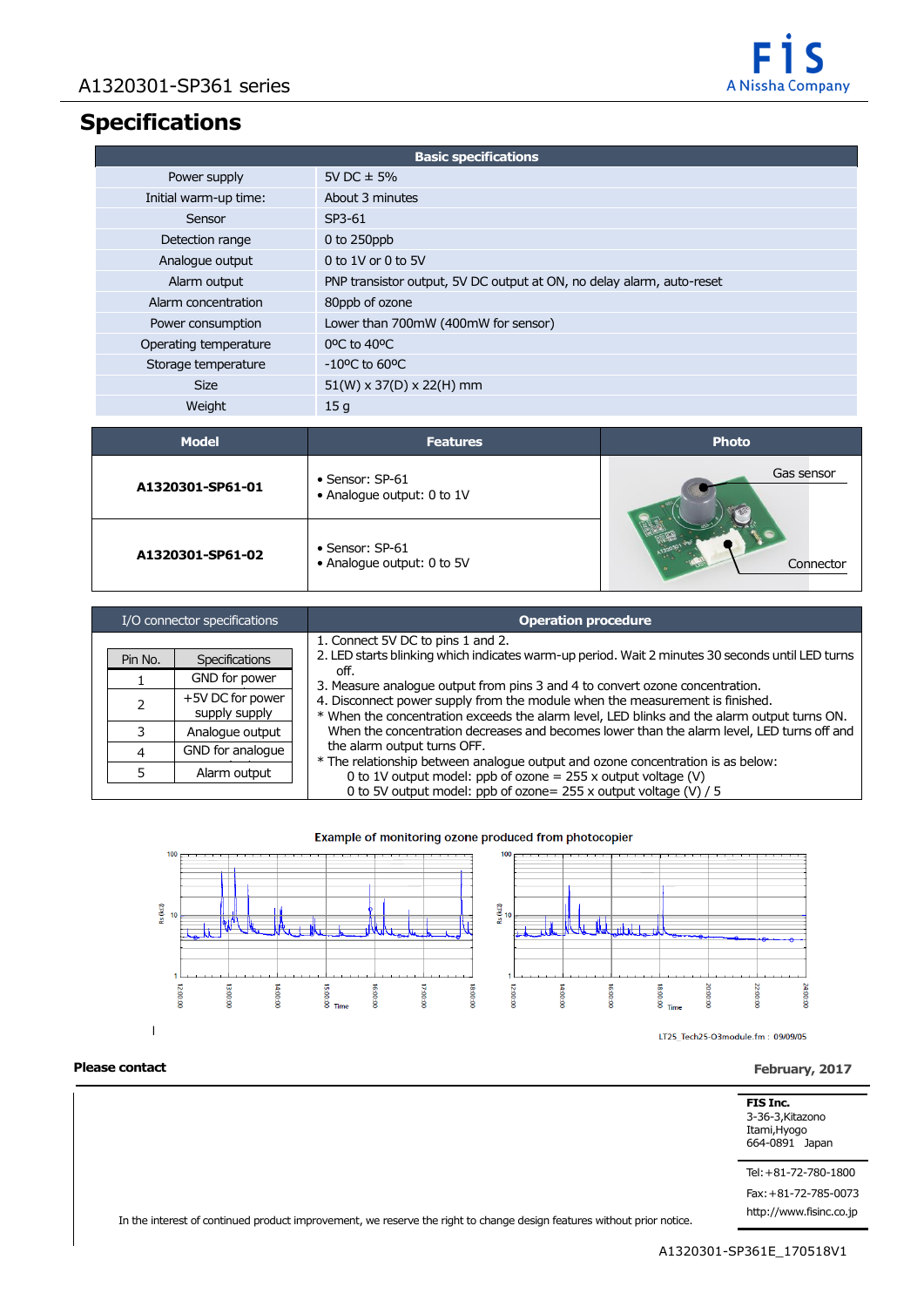A1320301-SP361 series

# Specifications

| Basic specifications | |
|---|---|
| Power supply | 5V DC ± 5% |
| Initial warm-up time: | About 3 minutes |
| Sensor | SP3-61 |
| Detection range | 0 to 250ppb |
| Analogue output | 0 to 1V or 0 to 5V |
| Alarm output | PNP transistor output, 5V DC output at ON, no delay alarm, auto-reset |
| Alarm concentration | 80ppb of ozone |
| Power consumption | Lower than 700mW (400mW for sensor) |
| Operating temperature | 0ºC to 40ºC |
| Storage temperature | -10ºC to 60ºC |
| Size | 51(W) x 37(D) x 22(H) mm |
| Weight | 15 g |

| Model | Features | Photo |
|---|---|---|
| **A1320301-SP61-01** | • Sensor: SP-61<br>• Analogue output: 0 to 1V | Gas sensor<br>Connector |
| **A1320301-SP61-02** | • Sensor: SP-61<br>• Analogue output: 0 to 5V | |

**I/O connector specifications**

| Pin No. | Specifications |
|---|---|
| 1 | GND for power |
| 2 | +5V DC for power supply supply |
| 3 | Analogue output |
| 4 | GND for analogue |
| 5 | Alarm output |

**Operation procedure**

1. Connect 5V DC to pins 1 and 2.
2. LED starts blinking which indicates warm-up period. Wait 2 minutes 30 seconds until LED turns off.
3. Measure analogue output from pins 3 and 4 to convert ozone concentration.
4. Disconnect power supply from the module when the measurement is finished.

\* When the concentration exceeds the alarm level, LED blinks and the alarm output turns ON. When the concentration decreases and becomes lower than the alarm level, LED turns off and the alarm output turns OFF.

\* The relationship between analogue output and ozone concentration is as below:
0 to 1V output model: ppb of ozone = 255 x output voltage (V)
0 to 5V output model: ppb of ozone= 255 x output voltage (V) / 5

**Example of monitoring ozone produced from photocopier**

100
10
1
Rs (kΩ)
12:00:00 13:00:00 14:00:00 15:00:00 16:00:00 17:00:00 18:00:00
Time

100
10
1
Rs (kΩ)
12:00:00 14:00:00 16:00:00 18:00:00 20:00:00 22:00:00 24:00:00
Time

LT25_Tech25-O3module.fm : 09/09/05

**Please contact**

**February, 2017**

**FIS Inc.**
3-36-3,Kitazono
Itami,Hyogo
664-0891 Japan

Tel: +81-72-780-1800
Fax: +81-72-785-0073
http://www.fisinc.co.jp

In the interest of continued product improvement, we reserve the right to change design features without prior notice.

A1320301-SP361E_170518V1